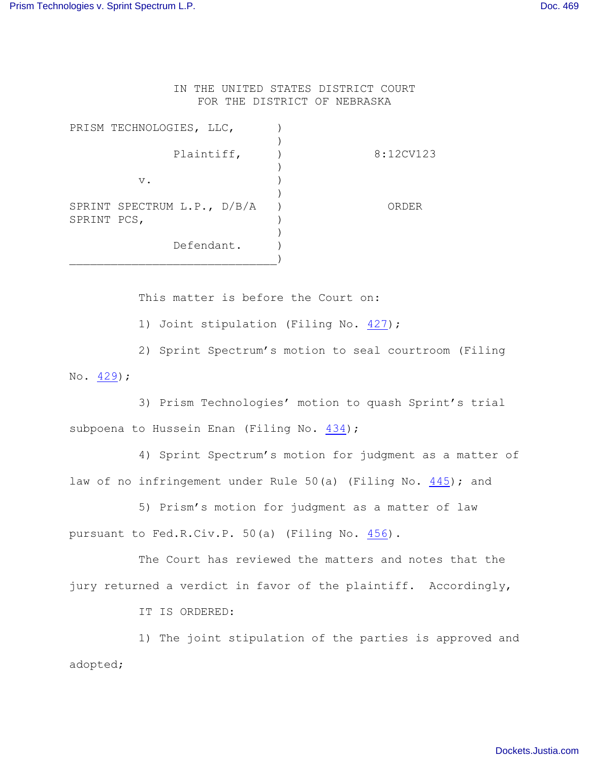IN THE UNITED STATES DISTRICT COURT
FOR THE DISTRICT OF NEBRASKA

PRISM TECHNOLOGIES, LLC, )
) 
Plaintiff, ) 8:12CV123
)
v. )
)
SPRINT SPECTRUM L.P., D/B/A ) ORDER
SPRINT PCS, )
)
Defendant. )

This matter is before the Court on:

1) Joint stipulation (Filing No. 427);

2) Sprint Spectrum's motion to seal courtroom (Filing No. 429);

3) Prism Technologies' motion to quash Sprint's trial subpoena to Hussein Enan (Filing No. 434);

4) Sprint Spectrum's motion for judgment as a matter of law of no infringement under Rule 50(a) (Filing No. 445); and

5) Prism's motion for judgment as a matter of law pursuant to Fed.R.Civ.P. 50(a) (Filing No. 456).

The Court has reviewed the matters and notes that the jury returned a verdict in favor of the plaintiff. Accordingly,

IT IS ORDERED:

1) The joint stipulation of the parties is approved and adopted;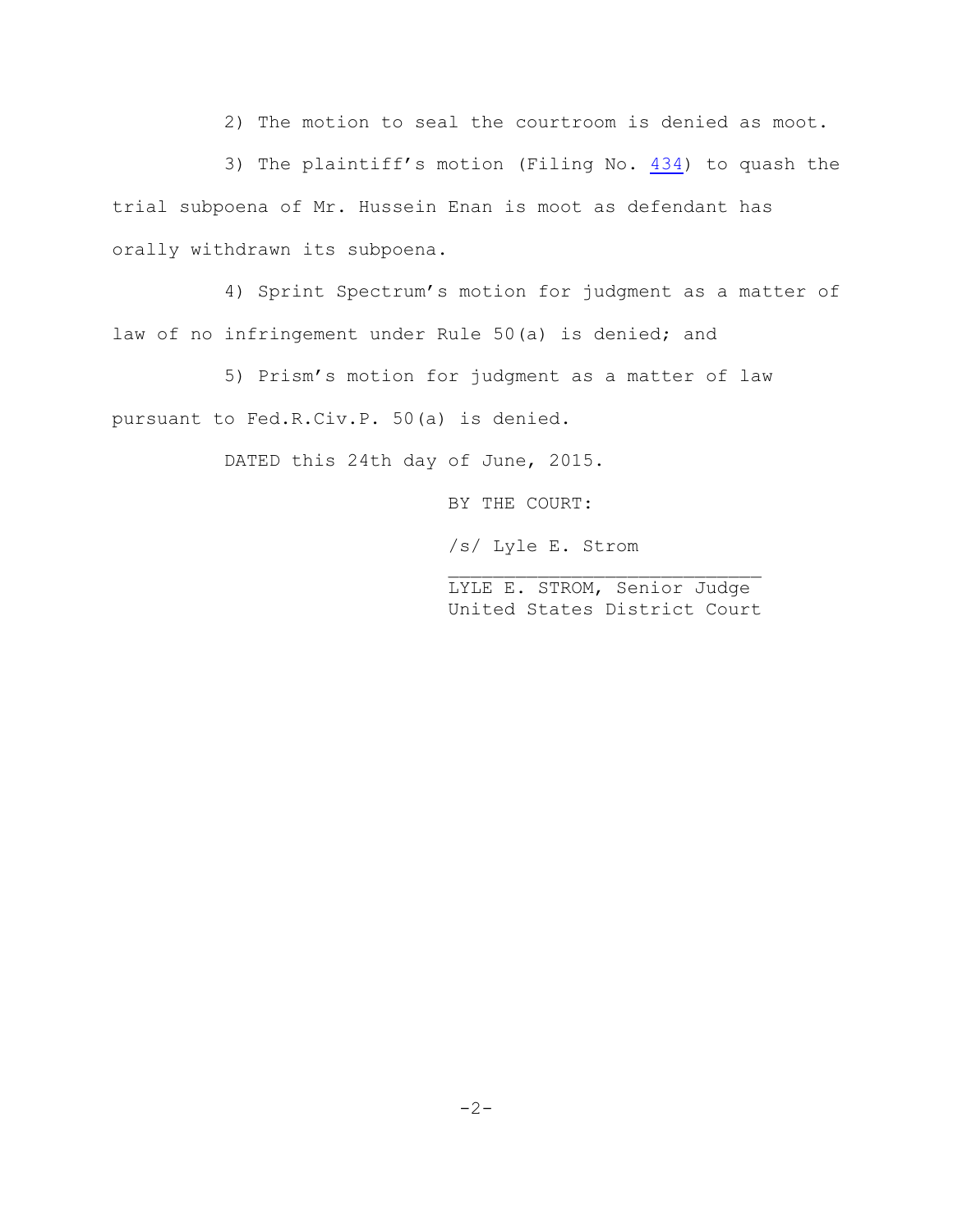2) The motion to seal the courtroom is denied as moot.

3) The plaintiff's motion (Filing No. 434) to quash the trial subpoena of Mr. Hussein Enan is moot as defendant has orally withdrawn its subpoena.

4) Sprint Spectrum's motion for judgment as a matter of law of no infringement under Rule 50(a) is denied; and

5) Prism's motion for judgment as a matter of law pursuant to Fed.R.Civ.P. 50(a) is denied.

DATED this 24th day of June, 2015.

BY THE COURT:

/s/ Lyle E. Strom

LYLE E. STROM, Senior Judge
United States District Court